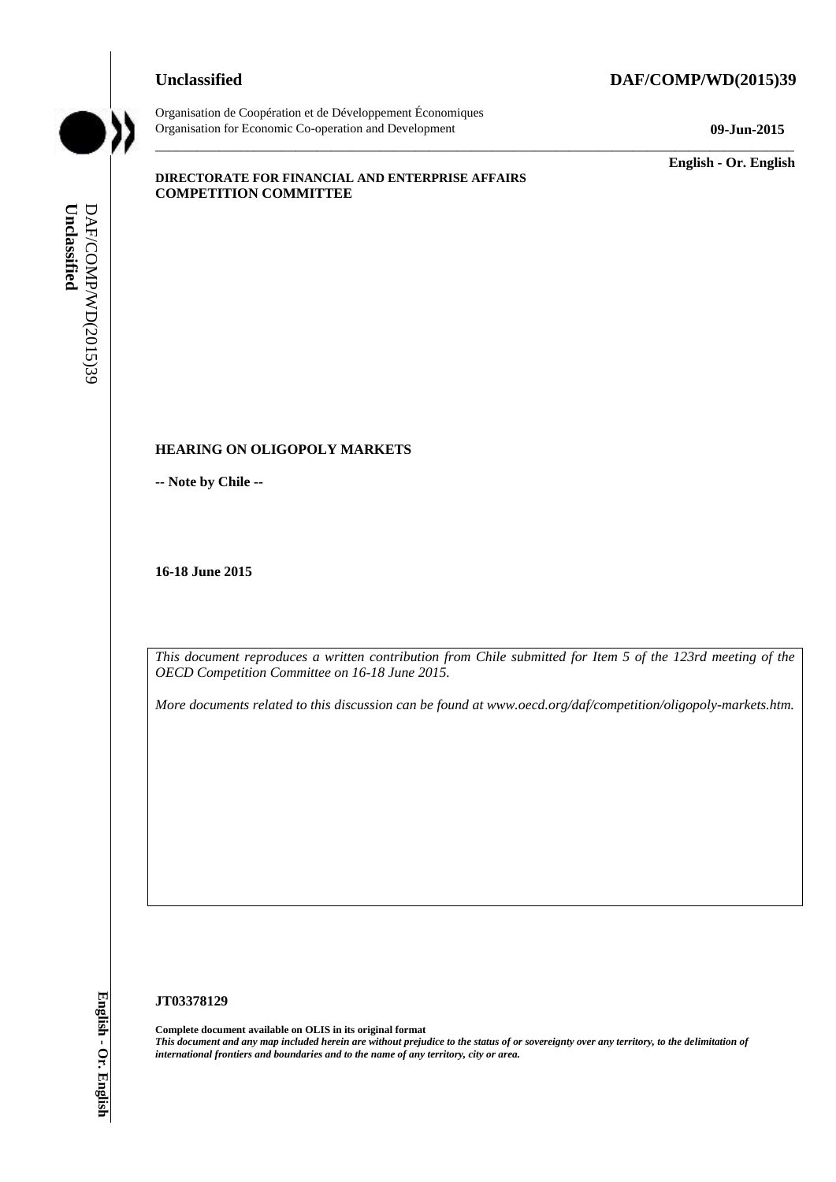**Unclassified** **DAF/COMP/WD(2015)39**

Organisation de Coopération et de Développement Économiques
Organisation for Economic Co-operation and Development

**09-Jun-2015**

**English - Or. English**

**DIRECTORATE FOR FINANCIAL AND ENTERPRISE AFFAIRS**
**COMPETITION COMMITTEE**

# HEARING ON OLIGOPOLY MARKETS

**-- Note by Chile --**

**16-18 June 2015**

*This document reproduces a written contribution from Chile submitted for Item 5 of the 123rd meeting of the OECD Competition Committee on 16-18 June 2015.*

*More documents related to this discussion can be found at www.oecd.org/daf/competition/oligopoly-markets.htm.*

**JT03378129**

**Complete document available on OLIS in its original format**
***This document and any map included herein are without prejudice to the status of or sovereignty over any territory, to the delimitation of international frontiers and boundaries and to the name of any territory, city or area.***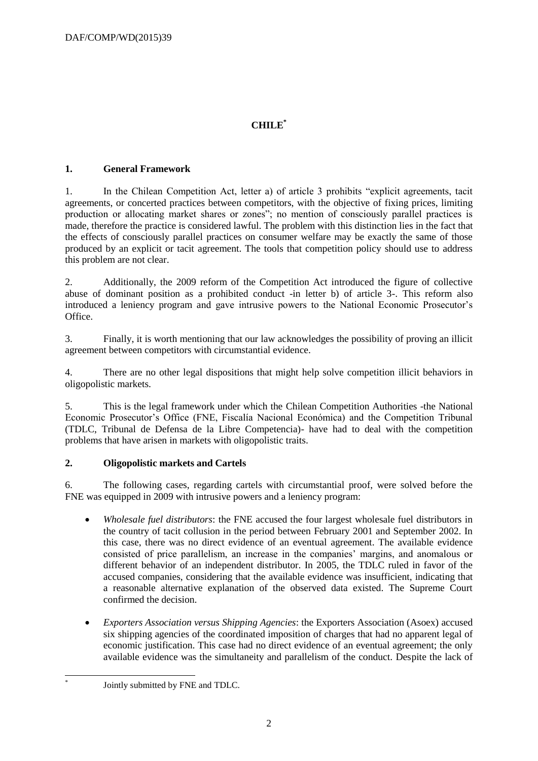# CHILE*

## 1. General Framework

1. In the Chilean Competition Act, letter a) of article 3 prohibits "explicit agreements, tacit agreements, or concerted practices between competitors, with the objective of fixing prices, limiting production or allocating market shares or zones"; no mention of consciously parallel practices is made, therefore the practice is considered lawful. The problem with this distinction lies in the fact that the effects of consciously parallel practices on consumer welfare may be exactly the same of those produced by an explicit or tacit agreement. The tools that competition policy should use to address this problem are not clear.

2. Additionally, the 2009 reform of the Competition Act introduced the figure of collective abuse of dominant position as a prohibited conduct -in letter b) of article 3-. This reform also introduced a leniency program and gave intrusive powers to the National Economic Prosecutor's Office.

3. Finally, it is worth mentioning that our law acknowledges the possibility of proving an illicit agreement between competitors with circumstantial evidence.

4. There are no other legal dispositions that might help solve competition illicit behaviors in oligopolistic markets.

5. This is the legal framework under which the Chilean Competition Authorities -the National Economic Prosecutor's Office (FNE, Fiscalía Nacional Económica) and the Competition Tribunal (TDLC, Tribunal de Defensa de la Libre Competencia)- have had to deal with the competition problems that have arisen in markets with oligopolistic traits.

## 2. Oligopolistic markets and Cartels

6. The following cases, regarding cartels with circumstantial proof, were solved before the FNE was equipped in 2009 with intrusive powers and a leniency program:

- *Wholesale fuel distributors*: the FNE accused the four largest wholesale fuel distributors in the country of tacit collusion in the period between February 2001 and September 2002. In this case, there was no direct evidence of an eventual agreement. The available evidence consisted of price parallelism, an increase in the companies' margins, and anomalous or different behavior of an independent distributor. In 2005, the TDLC ruled in favor of the accused companies, considering that the available evidence was insufficient, indicating that a reasonable alternative explanation of the observed data existed. The Supreme Court confirmed the decision.

- *Exporters Association versus Shipping Agencies*: the Exporters Association (Asoex) accused six shipping agencies of the coordinated imposition of charges that had no apparent legal of economic justification. This case had no direct evidence of an eventual agreement; the only available evidence was the simultaneity and parallelism of the conduct. Despite the lack of

---

* Jointly submitted by FNE and TDLC.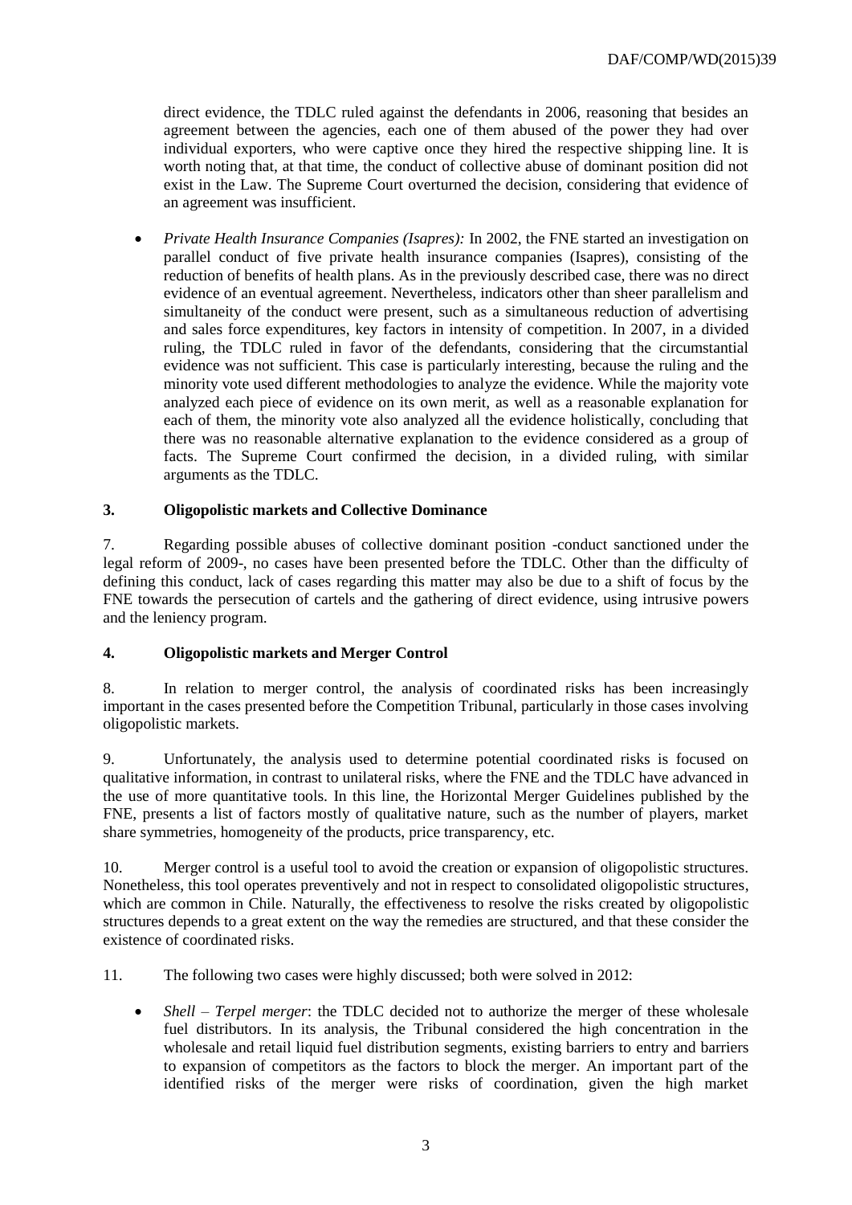direct evidence, the TDLC ruled against the defendants in 2006, reasoning that besides an agreement between the agencies, each one of them abused of the power they had over individual exporters, who were captive once they hired the respective shipping line. It is worth noting that, at that time, the conduct of collective abuse of dominant position did not exist in the Law. The Supreme Court overturned the decision, considering that evidence of an agreement was insufficient.

- *Private Health Insurance Companies (Isapres):* In 2002, the FNE started an investigation on parallel conduct of five private health insurance companies (Isapres), consisting of the reduction of benefits of health plans. As in the previously described case, there was no direct evidence of an eventual agreement. Nevertheless, indicators other than sheer parallelism and simultaneity of the conduct were present, such as a simultaneous reduction of advertising and sales force expenditures, key factors in intensity of competition. In 2007, in a divided ruling, the TDLC ruled in favor of the defendants, considering that the circumstantial evidence was not sufficient. This case is particularly interesting, because the ruling and the minority vote used different methodologies to analyze the evidence. While the majority vote analyzed each piece of evidence on its own merit, as well as a reasonable explanation for each of them, the minority vote also analyzed all the evidence holistically, concluding that there was no reasonable alternative explanation to the evidence considered as a group of facts. The Supreme Court confirmed the decision, in a divided ruling, with similar arguments as the TDLC.

## 3. Oligopolistic markets and Collective Dominance

7. Regarding possible abuses of collective dominant position -conduct sanctioned under the legal reform of 2009-, no cases have been presented before the TDLC. Other than the difficulty of defining this conduct, lack of cases regarding this matter may also be due to a shift of focus by the FNE towards the persecution of cartels and the gathering of direct evidence, using intrusive powers and the leniency program.

## 4. Oligopolistic markets and Merger Control

8. In relation to merger control, the analysis of coordinated risks has been increasingly important in the cases presented before the Competition Tribunal, particularly in those cases involving oligopolistic markets.

9. Unfortunately, the analysis used to determine potential coordinated risks is focused on qualitative information, in contrast to unilateral risks, where the FNE and the TDLC have advanced in the use of more quantitative tools. In this line, the Horizontal Merger Guidelines published by the FNE, presents a list of factors mostly of qualitative nature, such as the number of players, market share symmetries, homogeneity of the products, price transparency, etc.

10. Merger control is a useful tool to avoid the creation or expansion of oligopolistic structures. Nonetheless, this tool operates preventively and not in respect to consolidated oligopolistic structures, which are common in Chile. Naturally, the effectiveness to resolve the risks created by oligopolistic structures depends to a great extent on the way the remedies are structured, and that these consider the existence of coordinated risks.

11. The following two cases were highly discussed; both were solved in 2012:

- *Shell – Terpel merger*: the TDLC decided not to authorize the merger of these wholesale fuel distributors. In its analysis, the Tribunal considered the high concentration in the wholesale and retail liquid fuel distribution segments, existing barriers to entry and barriers to expansion of competitors as the factors to block the merger. An important part of the identified risks of the merger were risks of coordination, given the high market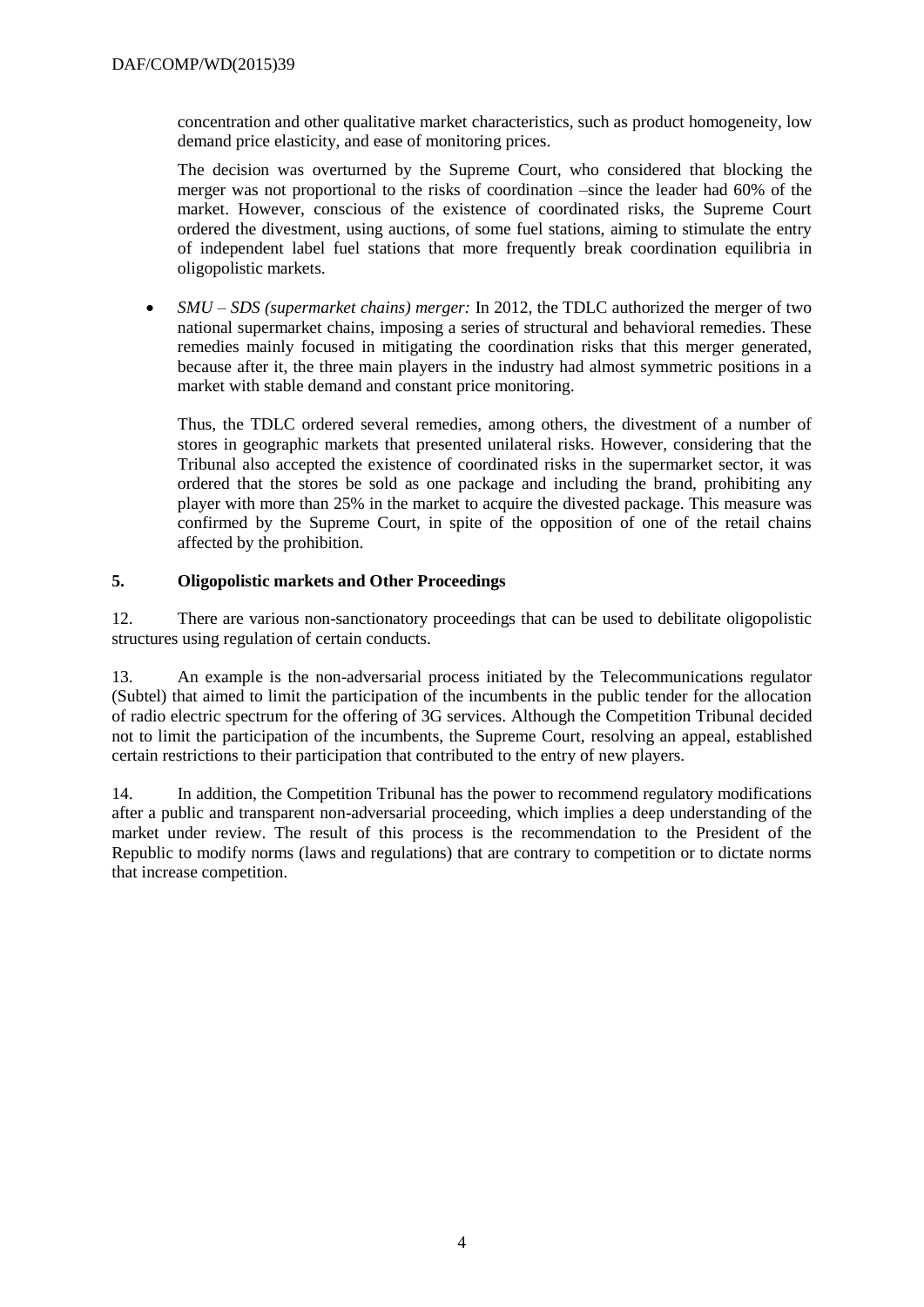concentration and other qualitative market characteristics, such as product homogeneity, low demand price elasticity, and ease of monitoring prices.

The decision was overturned by the Supreme Court, who considered that blocking the merger was not proportional to the risks of coordination –since the leader had 60% of the market. However, conscious of the existence of coordinated risks, the Supreme Court ordered the divestment, using auctions, of some fuel stations, aiming to stimulate the entry of independent label fuel stations that more frequently break coordination equilibria in oligopolistic markets.

- *SMU – SDS (supermarket chains) merger:* In 2012, the TDLC authorized the merger of two national supermarket chains, imposing a series of structural and behavioral remedies. These remedies mainly focused in mitigating the coordination risks that this merger generated, because after it, the three main players in the industry had almost symmetric positions in a market with stable demand and constant price monitoring.

  Thus, the TDLC ordered several remedies, among others, the divestment of a number of stores in geographic markets that presented unilateral risks. However, considering that the Tribunal also accepted the existence of coordinated risks in the supermarket sector, it was ordered that the stores be sold as one package and including the brand, prohibiting any player with more than 25% in the market to acquire the divested package. This measure was confirmed by the Supreme Court, in spite of the opposition of one of the retail chains affected by the prohibition.

## 5. Oligopolistic markets and Other Proceedings

12. There are various non-sanctionatory proceedings that can be used to debilitate oligopolistic structures using regulation of certain conducts.

13. An example is the non-adversarial process initiated by the Telecommunications regulator (Subtel) that aimed to limit the participation of the incumbents in the public tender for the allocation of radio electric spectrum for the offering of 3G services. Although the Competition Tribunal decided not to limit the participation of the incumbents, the Supreme Court, resolving an appeal, established certain restrictions to their participation that contributed to the entry of new players.

14. In addition, the Competition Tribunal has the power to recommend regulatory modifications after a public and transparent non-adversarial proceeding, which implies a deep understanding of the market under review. The result of this process is the recommendation to the President of the Republic to modify norms (laws and regulations) that are contrary to competition or to dictate norms that increase competition.